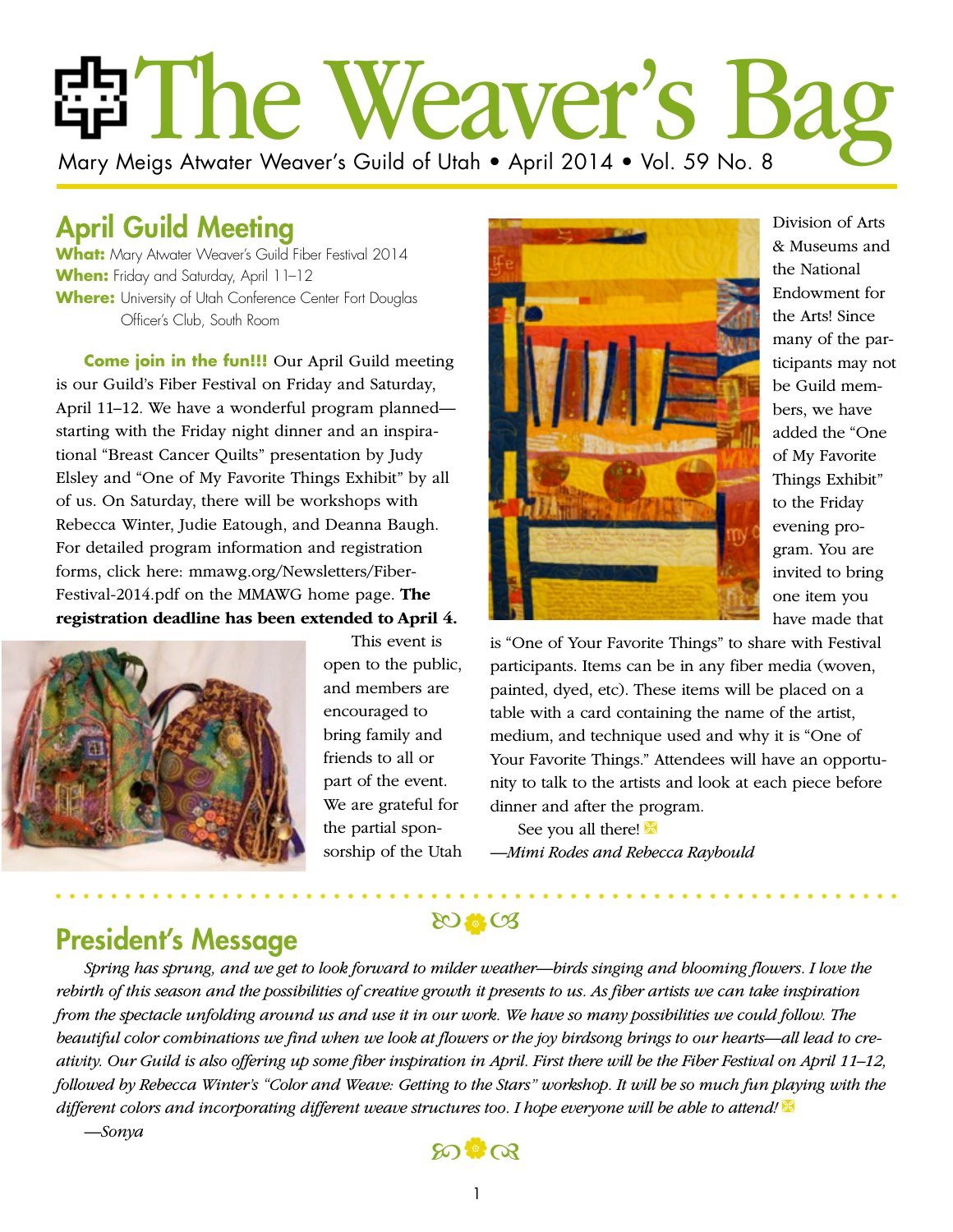# The Weaver's Bag

Mary Meigs Atwater Weaver's Guild of Utah • April 2014 • Vol. 59 No. 8

## April Guild Meeting

**What:** Mary Atwater Weaver's Guild Fiber Festival 2014
**When:** Friday and Saturday, April 11–12
**Where:** University of Utah Conference Center Fort Douglas Officer's Club, South Room

**Come join in the fun!!!** Our April Guild meeting is our Guild's Fiber Festival on Friday and Saturday, April 11–12. We have a wonderful program planned—starting with the Friday night dinner and an inspirational "Breast Cancer Quilts" presentation by Judy Elsley and "One of My Favorite Things Exhibit" by all of us. On Saturday, there will be workshops with Rebecca Winter, Judie Eatough, and Deanna Baugh. For detailed program information and registration forms, click here: mmawg.org/Newsletters/Fiber-Festival-2014.pdf on the MMAWG home page. **The registration deadline has been extended to April 4.**

This event is open to the public, and members are encouraged to bring family and friends to all or part of the event. We are grateful for the partial sponsorship of the Utah Division of Arts & Museums and the National Endowment for the Arts! Since many of the participants may not be Guild members, we have added the "One of My Favorite Things Exhibit" to the Friday evening program. You are invited to bring one item you have made that is "One of Your Favorite Things" to share with Festival participants. Items can be in any fiber media (woven, painted, dyed, etc). These items will be placed on a table with a card containing the name of the artist, medium, and technique used and why it is "One of Your Favorite Things." Attendees will have an opportunity to talk to the artists and look at each piece before dinner and after the program.

See you all there!

*—Mimi Rodes and Rebecca Raybould*

## President's Message

*Spring has sprung, and we get to look forward to milder weather—birds singing and blooming flowers. I love the rebirth of this season and the possibilities of creative growth it presents to us. As fiber artists we can take inspiration from the spectacle unfolding around us and use it in our work. We have so many possibilities we could follow. The beautiful color combinations we find when we look at flowers or the joy birdsong brings to our hearts—all lead to creativity. Our Guild is also offering up some fiber inspiration in April. First there will be the Fiber Festival on April 11–12, followed by Rebecca Winter's "Color and Weave: Getting to the Stars" workshop. It will be so much fun playing with the different colors and incorporating different weave structures too. I hope everyone will be able to attend!*

*—Sonya*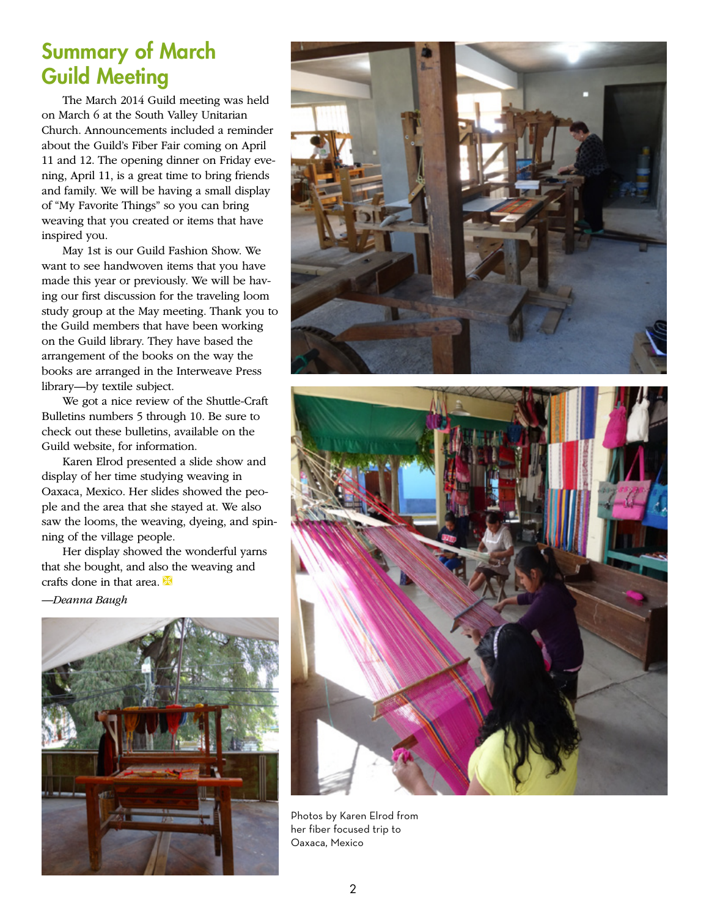## Summary of March Guild Meeting

The March 2014 Guild meeting was held on March 6 at the South Valley Unitarian Church. Announcements included a reminder about the Guild's Fiber Fair coming on April 11 and 12. The opening dinner on Friday evening, April 11, is a great time to bring friends and family. We will be having a small display of "My Favorite Things" so you can bring weaving that you created or items that have inspired you.

May 1st is our Guild Fashion Show. We want to see handwoven items that you have made this year or previously. We will be having our first discussion for the traveling loom study group at the May meeting. Thank you to the Guild members that have been working on the Guild library. They have based the arrangement of the books on the way the books are arranged in the Interweave Press library—by textile subject.

We got a nice review of the Shuttle-Craft Bulletins numbers 5 through 10. Be sure to check out these bulletins, available on the Guild website, for information.

Karen Elrod presented a slide show and display of her time studying weaving in Oaxaca, Mexico. Her slides showed the people and the area that she stayed at. We also saw the looms, the weaving, dyeing, and spinning of the village people.

Her display showed the wonderful yarns that she bought, and also the weaving and crafts done in that area.

*—Deanna Baugh*

Photos by Karen Elrod from her fiber focused trip to Oaxaca, Mexico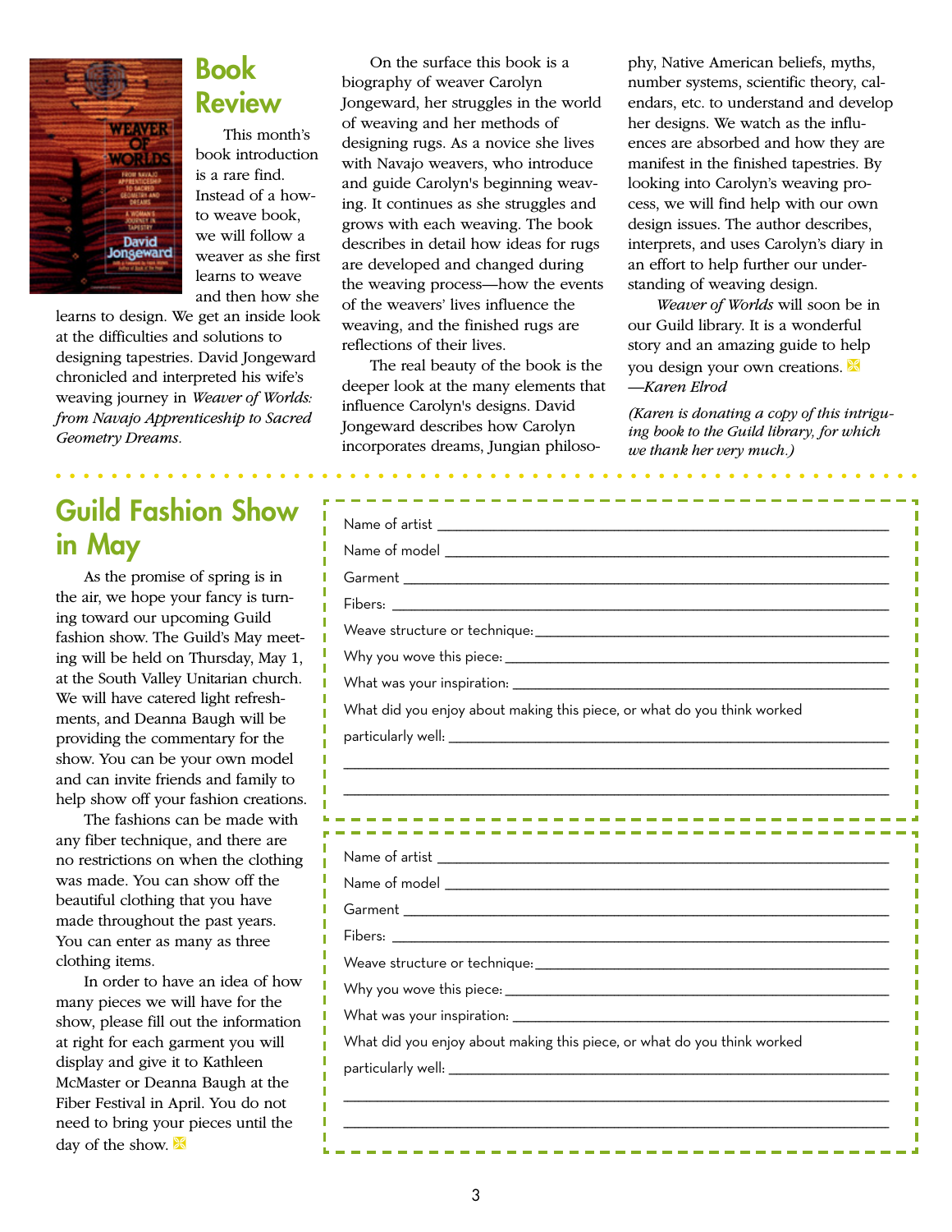# Book Review

This month's book introduction is a rare find. Instead of a how-to weave book, we will follow a weaver as she first learns to weave and then how she learns to design. We get an inside look at the difficulties and solutions to designing tapestries. David Jongeward chronicled and interpreted his wife's weaving journey in *Weaver of Worlds: from Navajo Apprenticeship to Sacred Geometry Dreams*.

On the surface this book is a biography of weaver Carolyn Jongeward, her struggles in the world of weaving and her methods of designing rugs. As a novice she lives with Navajo weavers, who introduce and guide Carolyn's beginning weaving. It continues as she struggles and grows with each weaving. The book describes in detail how ideas for rugs are developed and changed during the weaving process—how the events of the weavers' lives influence the weaving, and the finished rugs are reflections of their lives.

The real beauty of the book is the deeper look at the many elements that influence Carolyn's designs. David Jongeward describes how Carolyn incorporates dreams, Jungian philosophy, Native American beliefs, myths, number systems, scientific theory, calendars, etc. to understand and develop her designs. We watch as the influences are absorbed and how they are manifest in the finished tapestries. By looking into Carolyn's weaving process, we will find help with our own design issues. The author describes, interprets, and uses Carolyn's diary in an effort to help further our understanding of weaving design.

*Weaver of Worlds* will soon be in our Guild library. It is a wonderful story and an amazing guide to help you design your own creations.
*—Karen Elrod*

*(Karen is donating a copy of this intriguing book to the Guild library, for which we thank her very much.)*

# Guild Fashion Show in May

As the promise of spring is in the air, we hope your fancy is turning toward our upcoming Guild fashion show. The Guild's May meeting will be held on Thursday, May 1, at the South Valley Unitarian church. We will have catered light refreshments, and Deanna Baugh will be providing the commentary for the show. You can be your own model and can invite friends and family to help show off your fashion creations.

The fashions can be made with any fiber technique, and there are no restrictions on when the clothing was made. You can show off the beautiful clothing that you have made throughout the past years. You can enter as many as three clothing items.

In order to have an idea of how many pieces we will have for the show, please fill out the information at right for each garment you will display and give it to Kathleen McMaster or Deanna Baugh at the Fiber Festival in April. You do not need to bring your pieces until the day of the show.

---

Name of artist ______________________________

Name of model ______________________________

Garment ______________________________

Fibers: ______________________________

Weave structure or technique: ______________________________

Why you wove this piece: ______________________________

What was your inspiration: ______________________________

What did you enjoy about making this piece, or what do you think worked particularly well: ______________________________

______________________________

______________________________

---

Name of artist ______________________________

Name of model ______________________________

Garment ______________________________

Fibers: ______________________________

Weave structure or technique: ______________________________

Why you wove this piece: ______________________________

What was your inspiration: ______________________________

What did you enjoy about making this piece, or what do you think worked particularly well: ______________________________

______________________________

______________________________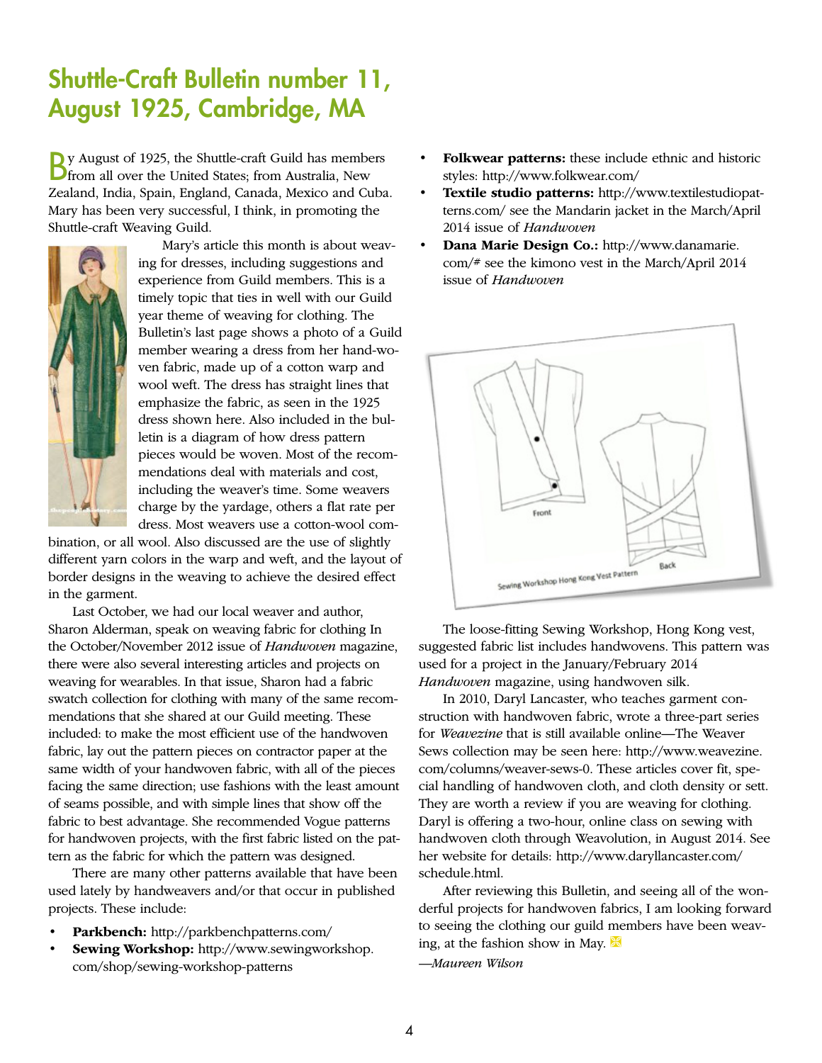# Shuttle-Craft Bulletin number 11, August 1925, Cambridge, MA

By August of 1925, the Shuttle-craft Guild has members from all over the United States; from Australia, New Zealand, India, Spain, England, Canada, Mexico and Cuba. Mary has been very successful, I think, in promoting the Shuttle-craft Weaving Guild.

Mary's article this month is about weaving for dresses, including suggestions and experience from Guild members. This is a timely topic that ties in well with our Guild year theme of weaving for clothing. The Bulletin's last page shows a photo of a Guild member wearing a dress from her hand-woven fabric, made up of a cotton warp and wool weft. The dress has straight lines that emphasize the fabric, as seen in the 1925 dress shown here. Also included in the bulletin is a diagram of how dress pattern pieces would be woven. Most of the recommendations deal with materials and cost, including the weaver's time. Some weavers charge by the yardage, others a flat rate per dress. Most weavers use a cotton-wool combination, or all wool. Also discussed are the use of slightly different yarn colors in the warp and weft, and the layout of border designs in the weaving to achieve the desired effect in the garment.

Last October, we had our local weaver and author, Sharon Alderman, speak on weaving fabric for clothing In the October/November 2012 issue of *Handwoven* magazine, there were also several interesting articles and projects on weaving for wearables. In that issue, Sharon had a fabric swatch collection for clothing with many of the same recommendations that she shared at our Guild meeting. These included: to make the most efficient use of the handwoven fabric, lay out the pattern pieces on contractor paper at the same width of your handwoven fabric, with all of the pieces facing the same direction; use fashions with the least amount of seams possible, and with simple lines that show off the fabric to best advantage. She recommended Vogue patterns for handwoven projects, with the first fabric listed on the pattern as the fabric for which the pattern was designed.

There are many other patterns available that have been used lately by handweavers and/or that occur in published projects. These include:

- **Parkbench:** http://parkbenchpatterns.com/
- **Sewing Workshop:** http://www.sewingworkshop.com/shop/sewing-workshop-patterns
- **Folkwear patterns:** these include ethnic and historic styles: http://www.folkwear.com/
- **Textile studio patterns:** http://www.textilestudiopatterns.com/ see the Mandarin jacket in the March/April 2014 issue of *Handwoven*
- **Dana Marie Design Co.:** http://www.danamarie.com/# see the kimono vest in the March/April 2014 issue of *Handwoven*

Sewing Workshop Hong Kong Vest Pattern

The loose-fitting Sewing Workshop, Hong Kong vest, suggested fabric list includes handwovens. This pattern was used for a project in the January/February 2014 *Handwoven* magazine, using handwoven silk.

In 2010, Daryl Lancaster, who teaches garment construction with handwoven fabric, wrote a three-part series for *Weavezine* that is still available online—The Weaver Sews collection may be seen here: http://www.weavezine.com/columns/weaver-sews-0. These articles cover fit, special handling of handwoven cloth, and cloth density or sett. They are worth a review if you are weaving for clothing. Daryl is offering a two-hour, online class on sewing with handwoven cloth through Weavolution, in August 2014. See her website for details: http://www.daryllancaster.com/schedule.html.

After reviewing this Bulletin, and seeing all of the wonderful projects for handwoven fabrics, I am looking forward to seeing the clothing our guild members have been weaving, at the fashion show in May.

*—Maureen Wilson*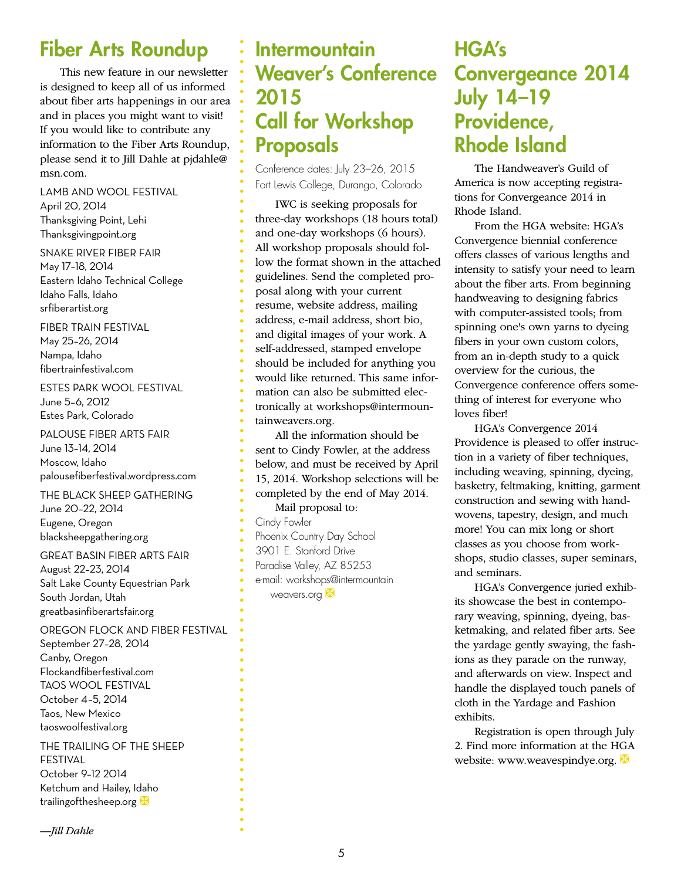## Fiber Arts Roundup

This new feature in our newsletter is designed to keep all of us informed about fiber arts happenings in our area and in places you might want to visit! If you would like to contribute any information to the Fiber Arts Roundup, please send it to Jill Dahle at pjdahle@msn.com.

LAMB AND WOOL FESTIVAL
April 20, 2014
Thanksgiving Point, Lehi
Thanksgivingpoint.org

SNAKE RIVER FIBER FAIR
May 17-18, 2014
Eastern Idaho Technical College
Idaho Falls, Idaho
srfiberartist.org

FIBER TRAIN FESTIVAL
May 25-26, 2014
Nampa, Idaho
fibertrainfestival.com

ESTES PARK WOOL FESTIVAL
June 5-6, 2012
Estes Park, Colorado

PALOUSE FIBER ARTS FAIR
June 13-14, 2014
Moscow, Idaho
palousefiberfestival.wordpress.com

THE BLACK SHEEP GATHERING
June 20-22, 2014
Eugene, Oregon
blacksheepgathering.org

GREAT BASIN FIBER ARTS FAIR
August 22-23, 2014
Salt Lake County Equestrian Park
South Jordan, Utah
greatbasinfiberartsfair.org

OREGON FLOCK AND FIBER FESTIVAL
September 27-28, 2014
Canby, Oregon
Flockandfiberfestival.com

TAOS WOOL FESTIVAL
October 4-5, 2014
Taos, New Mexico
taoswoolfestival.org

THE TRAILING OF THE SHEEP FESTIVAL
October 9-12 2014
Ketchum and Hailey, Idaho
trailingofthesheep.org

*—Jill Dahle*

## Intermountain Weaver's Conference 2015 Call for Workshop Proposals

Conference dates: July 23–26, 2015
Fort Lewis College, Durango, Colorado

IWC is seeking proposals for three-day workshops (18 hours total) and one-day workshops (6 hours). All workshop proposals should follow the format shown in the attached guidelines. Send the completed proposal along with your current resume, website address, mailing address, e-mail address, short bio, and digital images of your work. A self-addressed, stamped envelope should be included for anything you would like returned. This same information can also be submitted electronically at workshops@intermountainweavers.org.

All the information should be sent to Cindy Fowler, at the address below, and must be received by April 15, 2014. Workshop selections will be completed by the end of May 2014.

Mail proposal to:
Cindy Fowler
Phoenix Country Day School
3901 E. Stanford Drive
Paradise Valley, AZ 85253
e-mail: workshops@intermountainweavers.org

## HGA's Convergeance 2014 July 14–19 Providence, Rhode Island

The Handweaver's Guild of America is now accepting registrations for Convergeance 2014 in Rhode Island.

From the HGA website: HGA's Convergence biennial conference offers classes of various lengths and intensity to satisfy your need to learn about the fiber arts. From beginning handweaving to designing fabrics with computer-assisted tools; from spinning one's own yarns to dyeing fibers in your own custom colors, from an in-depth study to a quick overview for the curious, the Convergence conference offers something of interest for everyone who loves fiber!

HGA's Convergence 2014 Providence is pleased to offer instruction in a variety of fiber techniques, including weaving, spinning, dyeing, basketry, feltmaking, knitting, garment construction and sewing with handwovens, tapestry, design, and much more! You can mix long or short classes as you choose from workshops, studio classes, super seminars, and seminars.

HGA's Convergence juried exhibits showcase the best in contemporary weaving, spinning, dyeing, basketmaking, and related fiber arts. See the yardage gently swaying, the fashions as they parade on the runway, and afterwards on view. Inspect and handle the displayed touch panels of cloth in the Yardage and Fashion exhibits.

Registration is open through July 2. Find more information at the HGA website: www.weavespindye.org.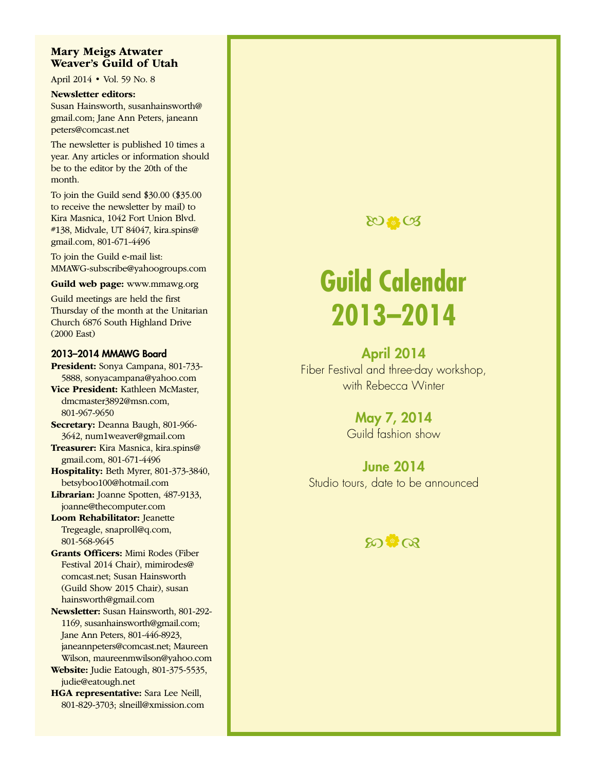**Mary Meigs Atwater Weaver's Guild of Utah**

April 2014 • Vol. 59 No. 8

**Newsletter editors:**
Susan Hainsworth, susanhainsworth@gmail.com; Jane Ann Peters, janeannpeters@comcast.net

The newsletter is published 10 times a year. Any articles or information should be to the editor by the 20th of the month.

To join the Guild send $30.00 ($35.00 to receive the newsletter by mail) to Kira Masnica, 1042 Fort Union Blvd. #138, Midvale, UT 84047, kira.spins@gmail.com, 801-671-4496

To join the Guild e-mail list: MMAWG-subscribe@yahoogroups.com

**Guild web page:** www.mmawg.org

Guild meetings are held the first Thursday of the month at the Unitarian Church 6876 South Highland Drive (2000 East)

### 2013–2014 MMAWG Board

**President:** Sonya Campana, 801-733-5888, sonyacampana@yahoo.com
**Vice President:** Kathleen McMaster, dmcmaster3892@msn.com, 801-967-9650
**Secretary:** Deanna Baugh, 801-966-3642, num1weaver@gmail.com
**Treasurer:** Kira Masnica, kira.spins@gmail.com, 801-671-4496
**Hospitality:** Beth Myrer, 801-373-3840, betsyboo100@hotmail.com
**Librarian:** Joanne Spotten, 487-9133, joanne@thecomputer.com
**Loom Rehabilitator:** Jeanette Tregeagle, snaproll@q.com, 801-568-9645
**Grants Officers:** Mimi Rodes (Fiber Festival 2014 Chair), mimirodes@comcast.net; Susan Hainsworth (Guild Show 2015 Chair), susanhainsworth@gmail.com
**Newsletter:** Susan Hainsworth, 801-292-1169, susanhainsworth@gmail.com; Jane Ann Peters, 801-446-8923, janeannpeters@comcast.net; Maureen Wilson, maureenmwilson@yahoo.com
**Website:** Judie Eatough, 801-375-5535, judie@eatough.net
**HGA representative:** Sara Lee Neill, 801-829-3703; slneill@xmission.com

# Guild Calendar 2013–2014

## April 2014
Fiber Festival and three-day workshop, with Rebecca Winter

## May 7, 2014
Guild fashion show

## June 2014
Studio tours, date to be announced